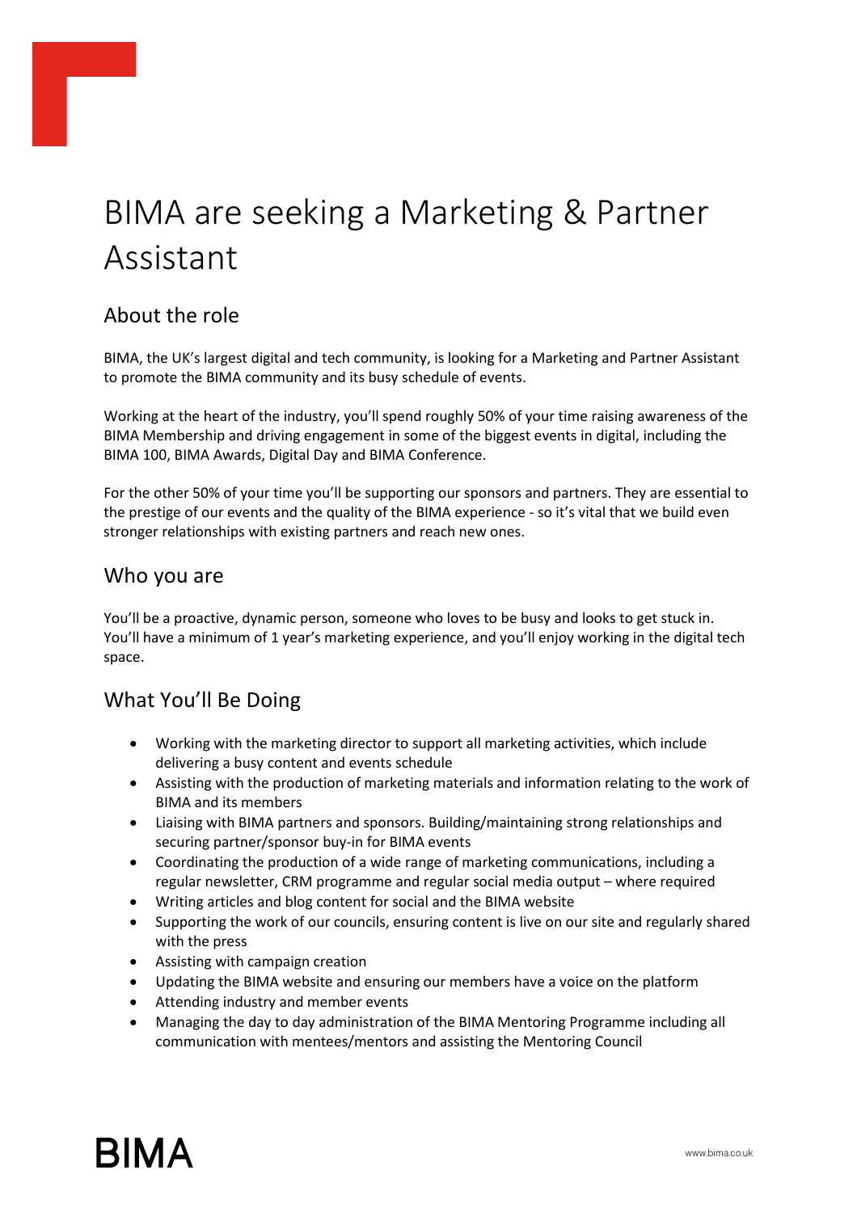# BIMA are seeking a Marketing & Partner Assistant

## About the role

BIMA, the UK's largest digital and tech community, is looking for a Marketing and Partner Assistant to promote the BIMA community and its busy schedule of events.

Working at the heart of the industry, you'll spend roughly 50% of your time raising awareness of the BIMA Membership and driving engagement in some of the biggest events in digital, including the BIMA 100, BIMA Awards, Digital Day and BIMA Conference.

For the other 50% of your time you'll be supporting our sponsors and partners. They are essential to the prestige of our events and the quality of the BIMA experience - so it's vital that we build even stronger relationships with existing partners and reach new ones.

## Who you are

You'll be a proactive, dynamic person, someone who loves to be busy and looks to get stuck in. You'll have a minimum of 1 year's marketing experience, and you'll enjoy working in the digital tech space.

## What You'll Be Doing

- Working with the marketing director to support all marketing activities, which include delivering a busy content and events schedule
- Assisting with the production of marketing materials and information relating to the work of BIMA and its members
- Liaising with BIMA partners and sponsors. Building/maintaining strong relationships and securing partner/sponsor buy-in for BIMA events
- Coordinating the production of a wide range of marketing communications, including a regular newsletter, CRM programme and regular social media output – where required
- Writing articles and blog content for social and the BIMA website
- Supporting the work of our councils, ensuring content is live on our site and regularly shared with the press
- Assisting with campaign creation
- Updating the BIMA website and ensuring our members have a voice on the platform
- Attending industry and member events
- Managing the day to day administration of the BIMA Mentoring Programme including all communication with mentees/mentors and assisting the Mentoring Council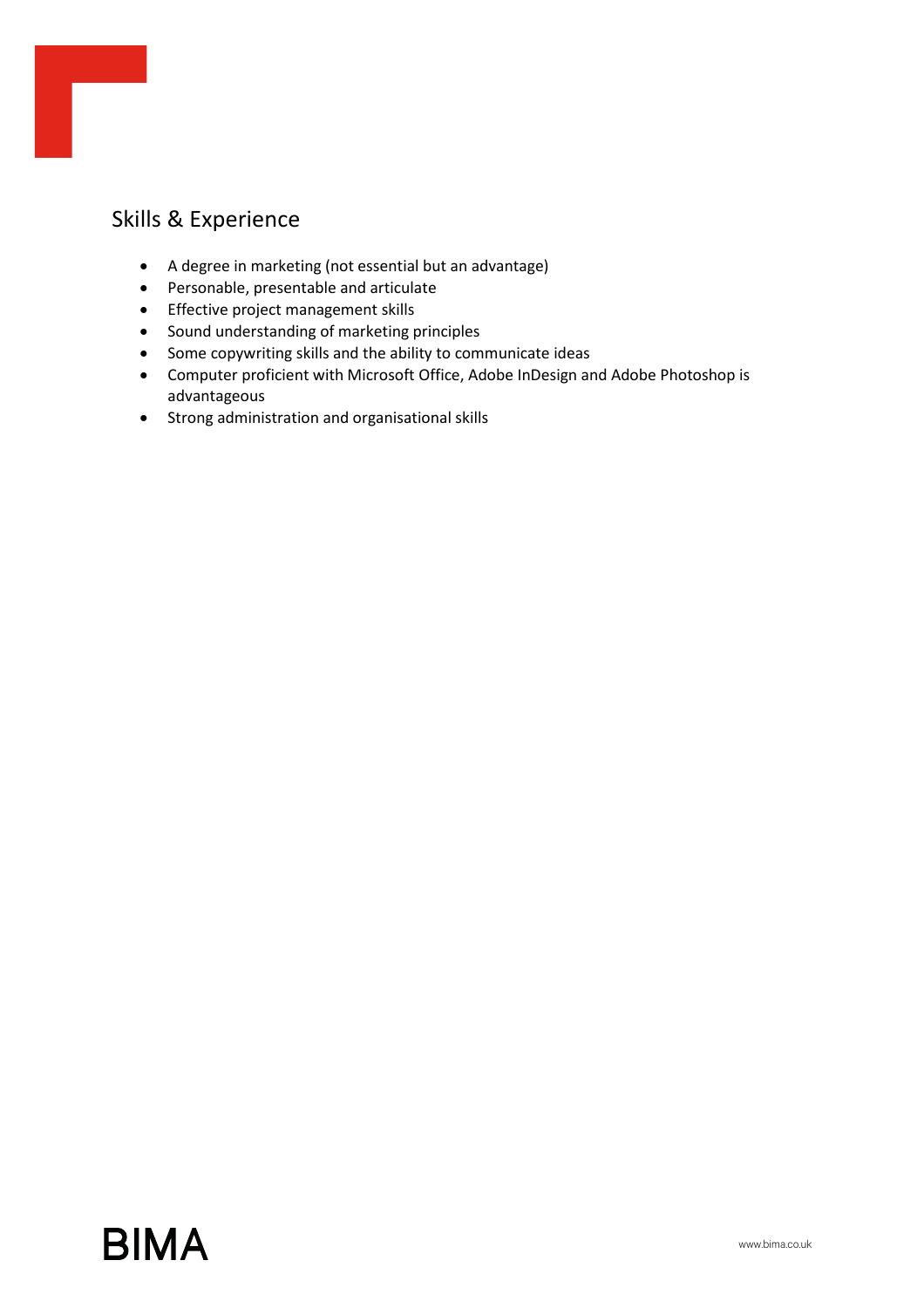## Skills & Experience

- A degree in marketing (not essential but an advantage)
- Personable, presentable and articulate
- Effective project management skills
- Sound understanding of marketing principles
- Some copywriting skills and the ability to communicate ideas
- Computer proficient with Microsoft Office, Adobe InDesign and Adobe Photoshop is advantageous
- Strong administration and organisational skills